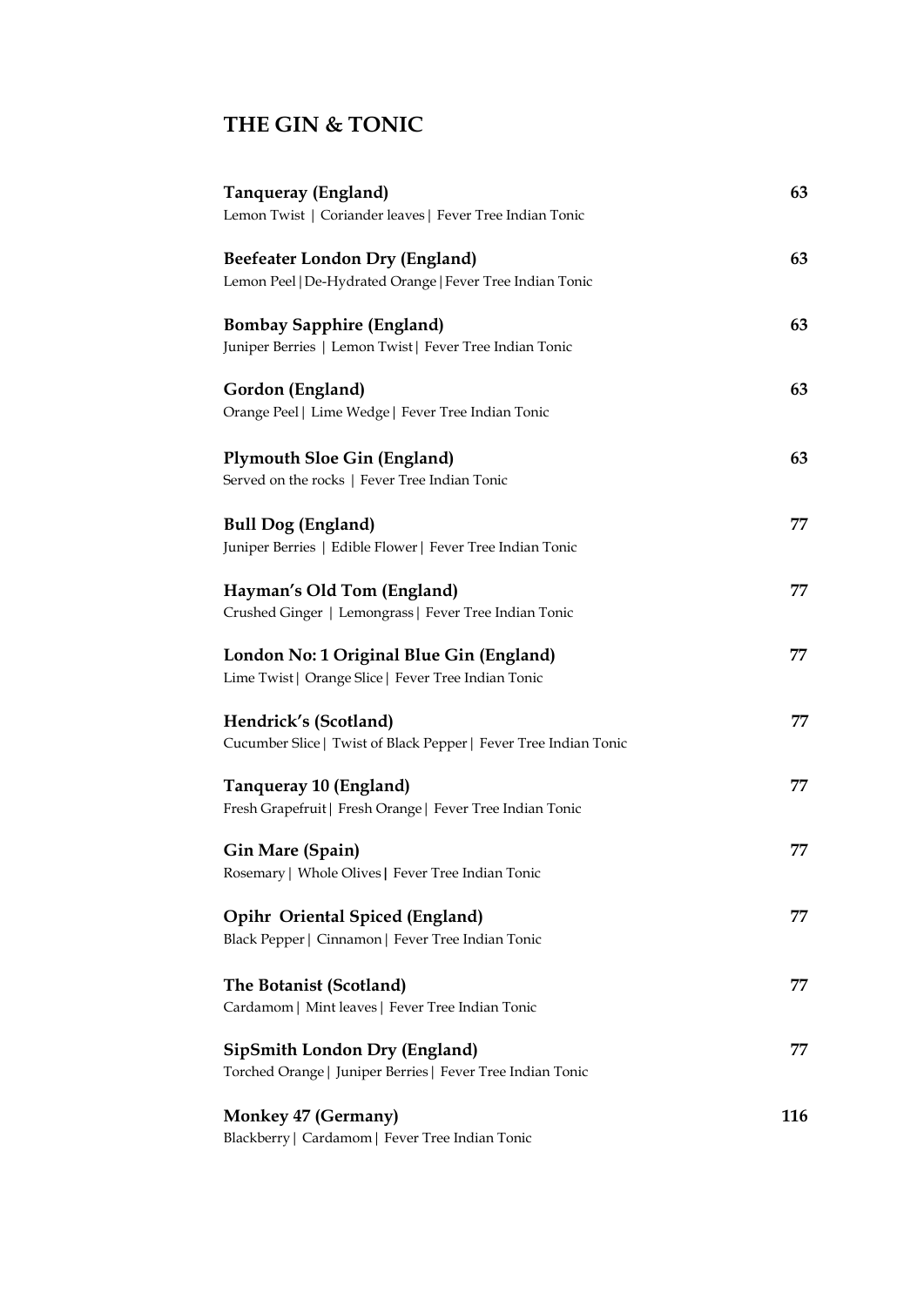# THE GIN & TONIC

**Tanqueray (England)** **63**
Lemon Twist | Coriander leaves | Fever Tree Indian Tonic

**Beefeater London Dry (England)** **63**
Lemon Peel | De-Hydrated Orange | Fever Tree Indian Tonic

**Bombay Sapphire (England)** **63**
Juniper Berries | Lemon Twist | Fever Tree Indian Tonic

**Gordon (England)** **63**
Orange Peel | Lime Wedge | Fever Tree Indian Tonic

**Plymouth Sloe Gin (England)** **63**
Served on the rocks | Fever Tree Indian Tonic

**Bull Dog (England)** **77**
Juniper Berries | Edible Flower | Fever Tree Indian Tonic

**Hayman's Old Tom (England)** **77**
Crushed Ginger | Lemongrass | Fever Tree Indian Tonic

**London No: 1 Original Blue Gin (England)** **77**
Lime Twist | Orange Slice | Fever Tree Indian Tonic

**Hendrick's (Scotland)** **77**
Cucumber Slice | Twist of Black Pepper | Fever Tree Indian Tonic

**Tanqueray 10 (England)** **77**
Fresh Grapefruit | Fresh Orange | Fever Tree Indian Tonic

**Gin Mare (Spain)** **77**
Rosemary | Whole Olives | Fever Tree Indian Tonic

**Opihr Oriental Spiced (England)** **77**
Black Pepper | Cinnamon | Fever Tree Indian Tonic

**The Botanist (Scotland)** **77**
Cardamom | Mint leaves | Fever Tree Indian Tonic

**SipSmith London Dry (England)** **77**
Torched Orange | Juniper Berries | Fever Tree Indian Tonic

**Monkey 47 (Germany)** **116**
Blackberry | Cardamom | Fever Tree Indian Tonic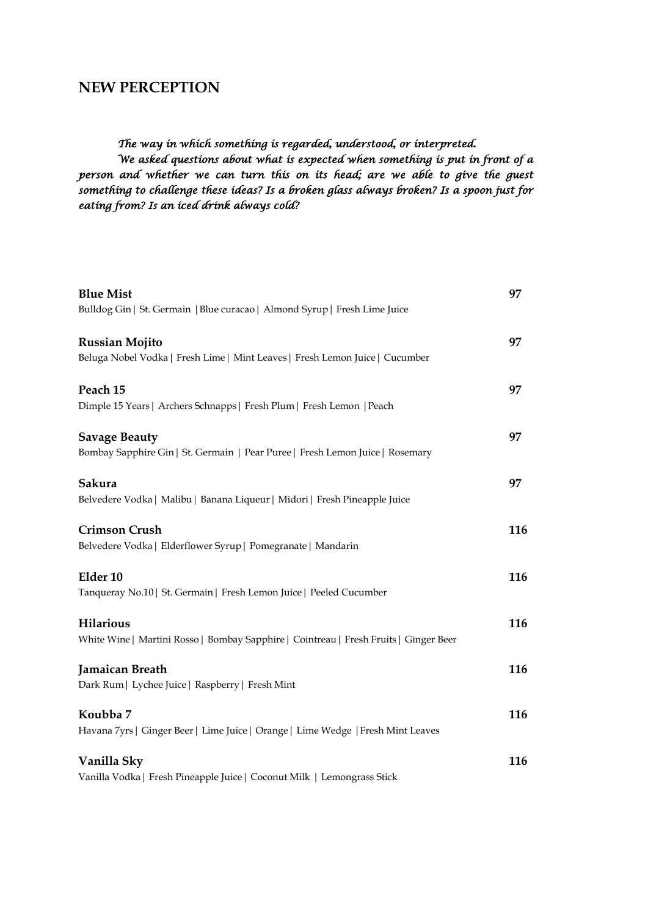## NEW PERCEPTION

*The way in which something is regarded, understood, or interpreted.*

*We asked questions about what is expected when something is put in front of a person and whether we can turn this on its head; are we able to give the guest something to challenge these ideas? Is a broken glass always broken? Is a spoon just for eating from? Is an iced drink always cold?*

**Blue Mist** **97**
Bulldog Gin | St. Germain | Blue curacao | Almond Syrup | Fresh Lime Juice

**Russian Mojito** **97**
Beluga Nobel Vodka | Fresh Lime | Mint Leaves | Fresh Lemon Juice | Cucumber

**Peach 15** **97**
Dimple 15 Years | Archers Schnapps | Fresh Plum | Fresh Lemon | Peach

**Savage Beauty** **97**
Bombay Sapphire Gin | St. Germain | Pear Puree | Fresh Lemon Juice | Rosemary

**Sakura** **97**
Belvedere Vodka | Malibu | Banana Liqueur | Midori | Fresh Pineapple Juice

**Crimson Crush** **116**
Belvedere Vodka | Elderflower Syrup | Pomegranate | Mandarin

**Elder 10** **116**
Tanqueray No.10 | St. Germain | Fresh Lemon Juice | Peeled Cucumber

**Hilarious** **116**
White Wine | Martini Rosso | Bombay Sapphire | Cointreau | Fresh Fruits | Ginger Beer

**Jamaican Breath** **116**
Dark Rum | Lychee Juice | Raspberry | Fresh Mint

**Koubba 7** **116**
Havana 7yrs | Ginger Beer | Lime Juice | Orange | Lime Wedge | Fresh Mint Leaves

**Vanilla Sky** **116**
Vanilla Vodka | Fresh Pineapple Juice | Coconut Milk | Lemongrass Stick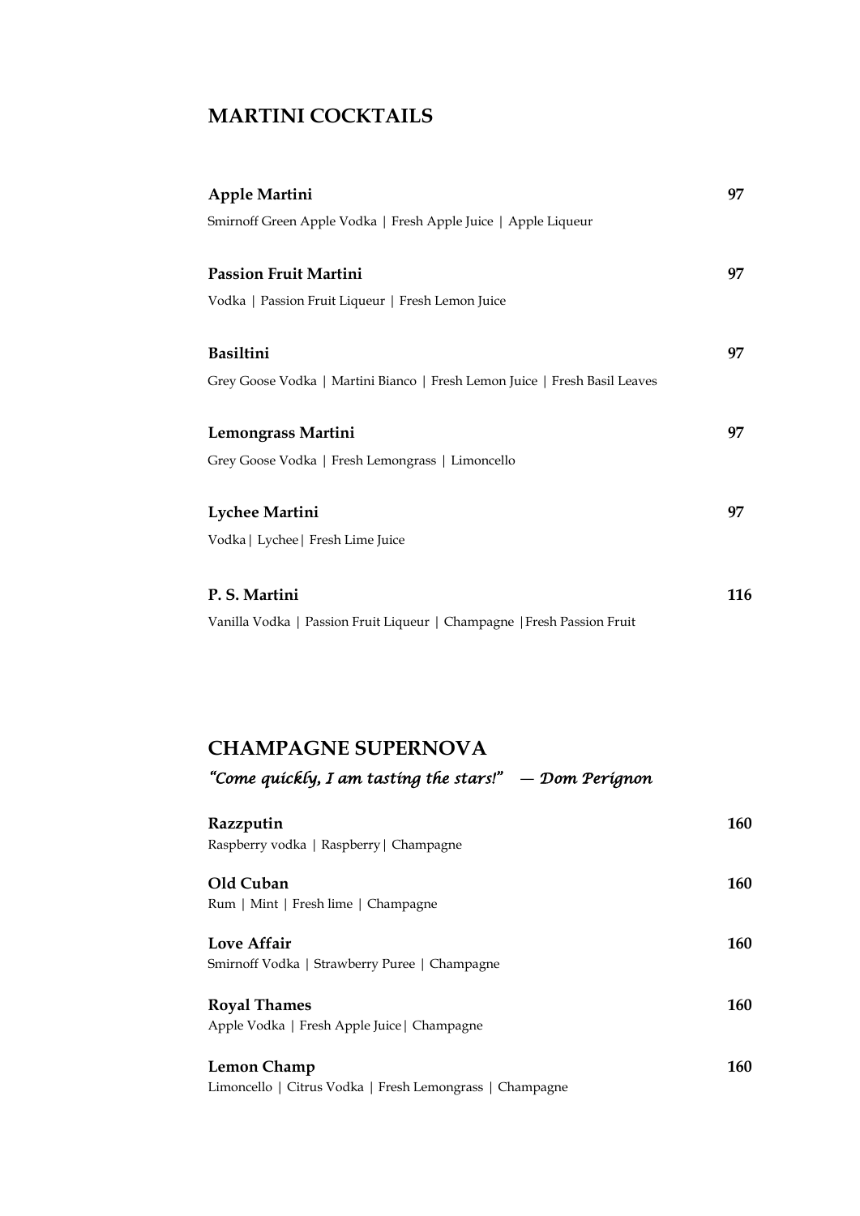## MARTINI COCKTAILS

**Apple Martini** **97**

Smirnoff Green Apple Vodka | Fresh Apple Juice | Apple Liqueur

**Passion Fruit Martini** **97**

Vodka | Passion Fruit Liqueur | Fresh Lemon Juice

**Basiltini** **97**

Grey Goose Vodka | Martini Bianco | Fresh Lemon Juice | Fresh Basil Leaves

**Lemongrass Martini** **97**

Grey Goose Vodka | Fresh Lemongrass | Limoncello

**Lychee Martini** **97**

Vodka| Lychee| Fresh Lime Juice

**P. S. Martini** **116**

Vanilla Vodka | Passion Fruit Liqueur | Champagne |Fresh Passion Fruit

## CHAMPAGNE SUPERNOVA

*"Come quickly, I am tasting the stars!" — Dom Perignon*

**Razzputin** **160**

Raspberry vodka | Raspberry| Champagne

**Old Cuban** **160**

Rum | Mint | Fresh lime | Champagne

**Love Affair** **160**

Smirnoff Vodka | Strawberry Puree | Champagne

**Royal Thames** **160**

Apple Vodka | Fresh Apple Juice| Champagne

**Lemon Champ** **160**

Limoncello | Citrus Vodka | Fresh Lemongrass | Champagne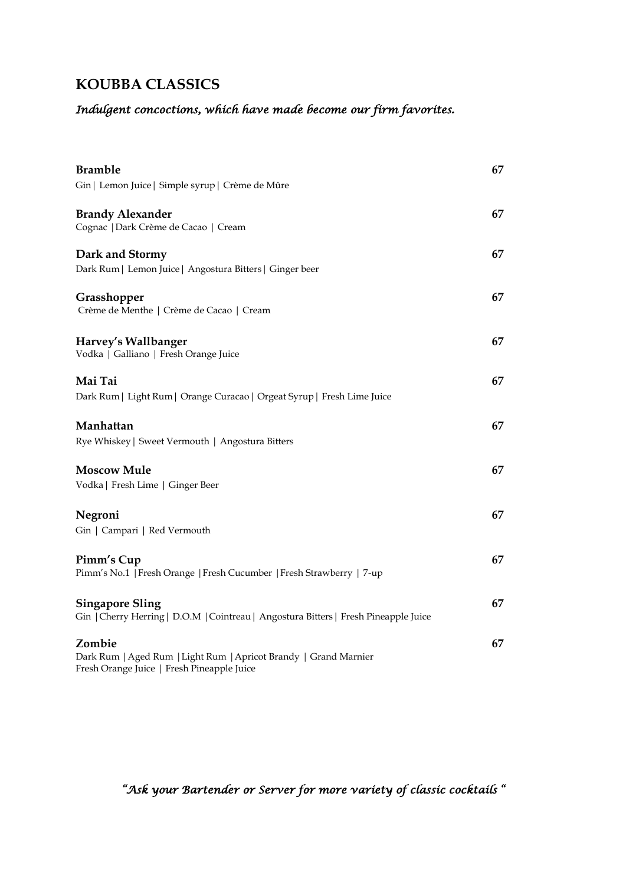## KOUBBA CLASSICS

*Indulgent concoctions, which have made become our firm favorites.*

**Bramble** **67**
Gin | Lemon Juice | Simple syrup | Crème de Mûre

**Brandy Alexander** **67**
Cognac | Dark Crème de Cacao | Cream

**Dark and Stormy** **67**
Dark Rum | Lemon Juice | Angostura Bitters | Ginger beer

**Grasshopper** **67**
Crème de Menthe | Crème de Cacao | Cream

**Harvey's Wallbanger** **67**
Vodka | Galliano | Fresh Orange Juice

**Mai Tai** **67**
Dark Rum | Light Rum | Orange Curacao | Orgeat Syrup | Fresh Lime Juice

**Manhattan** **67**
Rye Whiskey | Sweet Vermouth | Angostura Bitters

**Moscow Mule** **67**
Vodka | Fresh Lime | Ginger Beer

**Negroni** **67**
Gin | Campari | Red Vermouth

**Pimm's Cup** **67**
Pimm's No.1 | Fresh Orange | Fresh Cucumber | Fresh Strawberry | 7-up

**Singapore Sling** **67**
Gin | Cherry Herring | D.O.M | Cointreau | Angostura Bitters | Fresh Pineapple Juice

**Zombie** **67**
Dark Rum | Aged Rum | Light Rum | Apricot Brandy | Grand Marnier
Fresh Orange Juice | Fresh Pineapple Juice

*"Ask your Bartender or Server for more variety of classic cocktails "*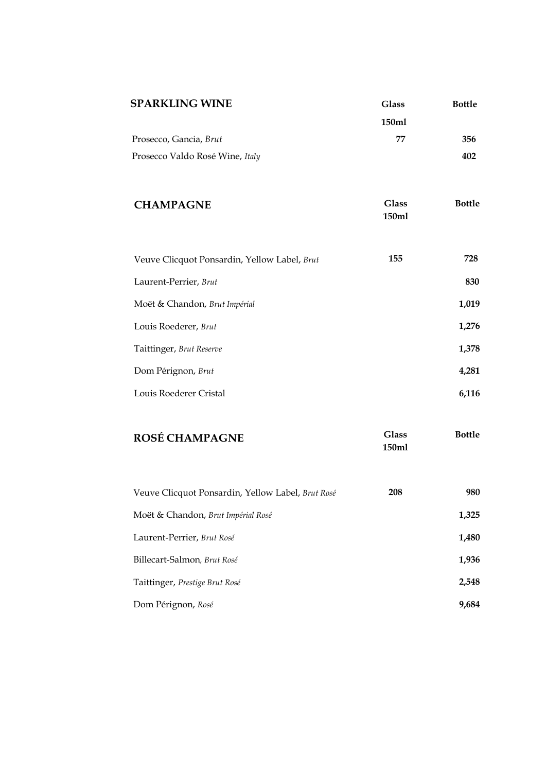## SPARKLING WINE

| | Glass 150ml | Bottle |
|---|---|---|
| Prosecco, Gancia, *Brut* | 77 | 356 |
| Prosecco Valdo Rosé Wine, *Italy* | | 402 |

## CHAMPAGNE

| | Glass 150ml | Bottle |
|---|---|---|
| Veuve Clicquot Ponsardin, Yellow Label, *Brut* | 155 | 728 |
| Laurent-Perrier, *Brut* | | 830 |
| Moët & Chandon, *Brut Impérial* | | 1,019 |
| Louis Roederer, *Brut* | | 1,276 |
| Taittinger, *Brut Reserve* | | 1,378 |
| Dom Pérignon, *Brut* | | 4,281 |
| Louis Roederer Cristal | | 6,116 |

## ROSÉ CHAMPAGNE

| | Glass 150ml | Bottle |
|---|---|---|
| Veuve Clicquot Ponsardin, Yellow Label, *Brut Rosé* | 208 | 980 |
| Moët & Chandon, *Brut Impérial Rosé* | | 1,325 |
| Laurent-Perrier, *Brut Rosé* | | 1,480 |
| Billecart-Salmon, *Brut Rosé* | | 1,936 |
| Taittinger, *Prestige Brut Rosé* | | 2,548 |
| Dom Pérignon, *Rosé* | | 9,684 |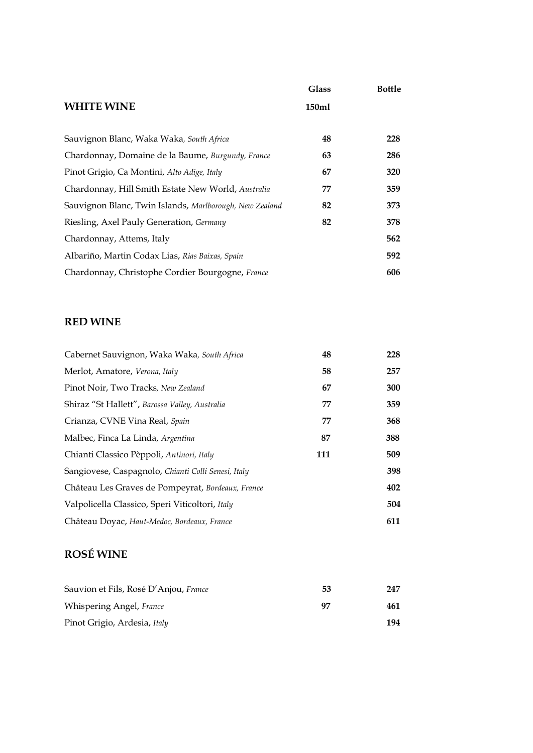| **WHITE WINE** | **Glass 150ml** | **Bottle** |
| --- | --- | --- |
| Sauvignon Blanc, Waka Waka, *South Africa* | **48** | **228** |
| Chardonnay, Domaine de la Baume, *Burgundy, France* | **63** | **286** |
| Pinot Grigio, Ca Montini, *Alto Adige, Italy* | **67** | **320** |
| Chardonnay, Hill Smith Estate New World, *Australia* | **77** | **359** |
| Sauvignon Blanc, Twin Islands, *Marlborough, New Zealand* | **82** | **373** |
| Riesling, Axel Pauly Generation, *Germany* | **82** | **378** |
| Chardonnay, Attems, Italy | | **562** |
| Albariño, Martin Codax Lias, *Rias Baixas, Spain* | | **592** |
| Chardonnay, Christophe Cordier Bourgogne, *France* | | **606** |

## RED WINE

| | | |
| --- | --- | --- |
| Cabernet Sauvignon, Waka Waka, *South Africa* | **48** | **228** |
| Merlot, Amatore, *Verona, Italy* | **58** | **257** |
| Pinot Noir, Two Tracks, *New Zealand* | **67** | **300** |
| Shiraz "St Hallett", *Barossa Valley, Australia* | **77** | **359** |
| Crianza, CVNE Vina Real, *Spain* | **77** | **368** |
| Malbec, Finca La Linda, *Argentina* | **87** | **388** |
| Chianti Classico Pèppoli, *Antinori, Italy* | **111** | **509** |
| Sangiovese, Caspagnolo, *Chianti Colli Senesi, Italy* | | **398** |
| Château Les Graves de Pompeyrat, *Bordeaux, France* | | **402** |
| Valpolicella Classico, Speri Viticoltori, *Italy* | | **504** |
| Château Doyac, *Haut-Medoc, Bordeaux, France* | | **611** |

## ROSÉ WINE

| | | |
| --- | --- | --- |
| Sauvion et Fils, Rosé D'Anjou, *France* | **53** | **247** |
| Whispering Angel, *France* | **97** | **461** |
| Pinot Grigio, Ardesia, *Italy* | | **194** |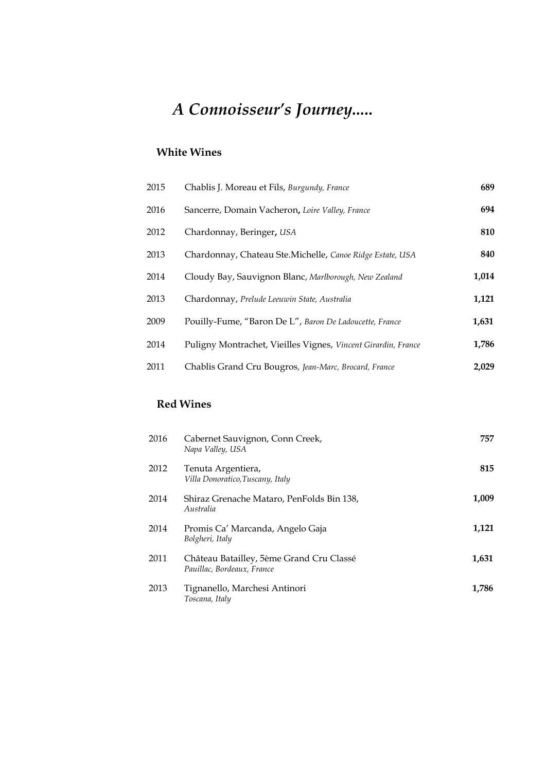# *A Connoisseur's Journey.....*

## White Wines

| | | |
|---|---|---|
| 2015 | Chablis J. Moreau et Fils, *Burgundy, France* | **689** |
| 2016 | Sancerre, Domain Vacheron**,** *Loire Valley, France* | **694** |
| 2012 | Chardonnay, Beringer**,** *USA* | **810** |
| 2013 | Chardonnay, Chateau Ste.Michelle, *Canoe Ridge Estate, USA* | **840** |
| 2014 | Cloudy Bay, Sauvignon Blanc*, Marlborough, New Zealand* | **1,014** |
| 2013 | Chardonnay, *Prelude Leeuwin State, Australia* | **1,121** |
| 2009 | Pouilly-Fume, "Baron De L", *Baron De Ladoucette, France* | **1,631** |
| 2014 | Puligny Montrachet, Vieilles Vignes, *Vincent Girardin, France* | **1,786** |
| 2011 | Chablis Grand Cru Bougros*, Jean-Marc, Brocard, France* | **2,029** |

## Red Wines

| | | |
|---|---|---|
| 2016 | Cabernet Sauvignon, Conn Creek, *Napa Valley, USA* | **757** |
| 2012 | Tenuta Argentiera, *Villa Donoratico,Tuscany, Italy* | **815** |
| 2014 | Shiraz Grenache Mataro, PenFolds Bin 138, *Australia* | **1,009** |
| 2014 | Promis Ca' Marcanda, Angelo Gaja *Bolgheri, Italy* | **1,121** |
| 2011 | Château Batailley, 5ème Grand Cru Classé *Pauillac, Bordeaux, France* | **1,631** |
| 2013 | Tignanello, Marchesi Antinori *Toscana, Italy* | **1,786** |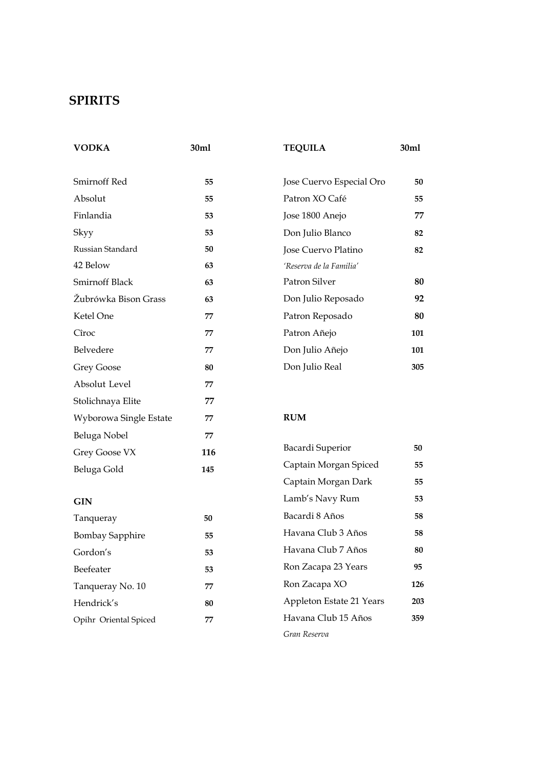# SPIRITS

| VODKA | 30ml |
|---|---|
| Smirnoff Red | 55 |
| Absolut | 55 |
| Finlandia | 53 |
| Skyy | 53 |
| Russian Standard | 50 |
| 42 Below | 63 |
| Smirnoff Black | 63 |
| Żubrówka Bison Grass | 63 |
| Ketel One | 77 |
| Cîroc | 77 |
| Belvedere | 77 |
| Grey Goose | 80 |
| Absolut Level | 77 |
| Stolichnaya Elite | 77 |
| Wyborowa Single Estate | 77 |
| Beluga Nobel | 77 |
| Grey Goose VX | 116 |
| Beluga Gold | 145 |

| GIN | |
|---|---|
| Tanqueray | 50 |
| Bombay Sapphire | 55 |
| Gordon's | 53 |
| Beefeater | 53 |
| Tanqueray No. 10 | 77 |
| Hendrick's | 80 |
| Opihr Oriental Spiced | 77 |

| TEQUILA | 30ml |
|---|---|
| Jose Cuervo Especial Oro | 50 |
| Patron XO Café | 55 |
| Jose 1800 Anejo | 77 |
| Don Julio Blanco | 82 |
| Jose Cuervo Platino *'Reserva de la Familia'* | 82 |
| Patron Silver | 80 |
| Don Julio Reposado | 92 |
| Patron Reposado | 80 |
| Patron Añejo | 101 |
| Don Julio Añejo | 101 |
| Don Julio Real | 305 |

| RUM | |
|---|---|
| Bacardi Superior | 50 |
| Captain Morgan Spiced | 55 |
| Captain Morgan Dark | 55 |
| Lamb's Navy Rum | 53 |
| Bacardi 8 Años | 58 |
| Havana Club 3 Años | 58 |
| Havana Club 7 Años | 80 |
| Ron Zacapa 23 Years | 95 |
| Ron Zacapa XO | 126 |
| Appleton Estate 21 Years | 203 |
| Havana Club 15 Años *Gran Reserva* | 359 |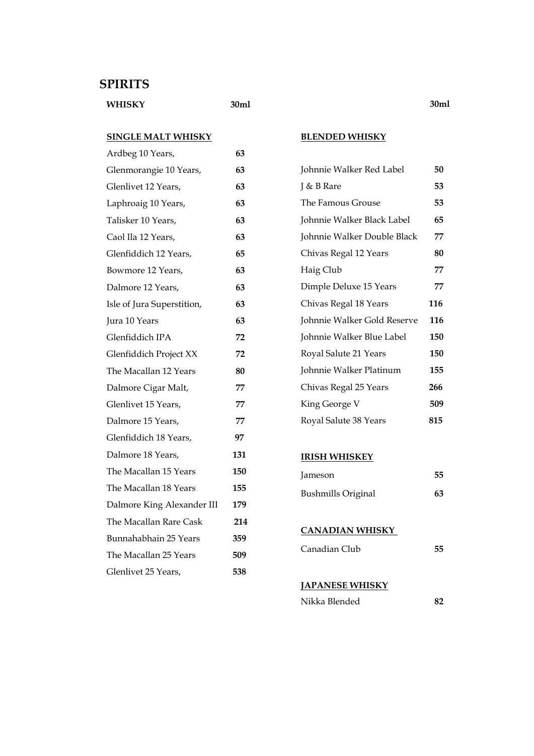# SPIRITS

## WHISKY

### SINGLE MALT WHISKY

| Item | 30ml |
|---|---|
| Ardbeg 10 Years, | 63 |
| Glenmorangie 10 Years, | 63 |
| Glenlivet 12 Years, | 63 |
| Laphroaig 10 Years, | 63 |
| Talisker 10 Years, | 63 |
| Caol Ila 12 Years, | 63 |
| Glenfiddich 12 Years, | 65 |
| Bowmore 12 Years, | 63 |
| Dalmore 12 Years, | 63 |
| Isle of Jura Superstition, | 63 |
| Jura 10 Years | 63 |
| Glenfiddich IPA | 72 |
| Glenfiddich Project XX | 72 |
| The Macallan 12 Years | 80 |
| Dalmore Cigar Malt, | 77 |
| Glenlivet 15 Years, | 77 |
| Dalmore 15 Years, | 77 |
| Glenfiddich 18 Years, | 97 |
| Dalmore 18 Years, | 131 |
| The Macallan 15 Years | 150 |
| The Macallan 18 Years | 155 |
| Dalmore King Alexander III | 179 |
| The Macallan Rare Cask | 214 |
| Bunnahabhain 25 Years | 359 |
| The Macallan 25 Years | 509 |
| Glenlivet 25 Years, | 538 |

### BLENDED WHISKY

| Item | 30ml |
|---|---|
| Johnnie Walker Red Label | 50 |
| J & B Rare | 53 |
| The Famous Grouse | 53 |
| Johnnie Walker Black Label | 65 |
| Johnnie Walker Double Black | 77 |
| Chivas Regal 12 Years | 80 |
| Haig Club | 77 |
| Dimple Deluxe 15 Years | 77 |
| Chivas Regal 18 Years | 116 |
| Johnnie Walker Gold Reserve | 116 |
| Johnnie Walker Blue Label | 150 |
| Royal Salute 21 Years | 150 |
| Johnnie Walker Platinum | 155 |
| Chivas Regal 25 Years | 266 |
| King George V | 509 |
| Royal Salute 38 Years | 815 |

### IRISH WHISKEY

| Item | 30ml |
|---|---|
| Jameson | 55 |
| Bushmills Original | 63 |

### CANADIAN WHISKY

| Item | 30ml |
|---|---|
| Canadian Club | 55 |

### JAPANESE WHISKY

| Item | 30ml |
|---|---|
| Nikka Blended | 82 |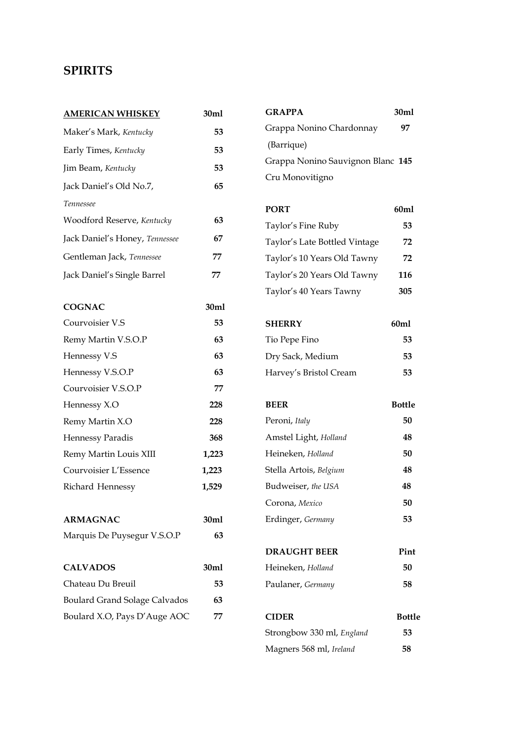# SPIRITS

| AMERICAN WHISKEY | 30ml |
|---|---|
| Maker's Mark, *Kentucky* | 53 |
| Early Times, *Kentucky* | 53 |
| Jim Beam, *Kentucky* | 53 |
| Jack Daniel's Old No.7, *Tennessee* | 65 |
| Woodford Reserve, *Kentucky* | 63 |
| Jack Daniel's Honey, *Tennessee* | 67 |
| Gentleman Jack, *Tennessee* | 77 |
| Jack Daniel's Single Barrel | 77 |

| COGNAC | 30ml |
|---|---|
| Courvoisier V.S | 53 |
| Remy Martin V.S.O.P | 63 |
| Hennessy V.S | 63 |
| Hennessy V.S.O.P | 63 |
| Courvoisier V.S.O.P | 77 |
| Hennessy X.O | 228 |
| Remy Martin X.O | 228 |
| Hennessy Paradis | 368 |
| Remy Martin Louis XIII | 1,223 |
| Courvoisier L'Essence | 1,223 |
| Richard Hennessy | 1,529 |

| ARMAGNAC | 30ml |
|---|---|
| Marquis De Puysegur V.S.O.P | 63 |

| CALVADOS | 30ml |
|---|---|
| Chateau Du Breuil | 53 |
| Boulard Grand Solage Calvados | 63 |
| Boulard X.O, Pays D'Auge AOC | 77 |

| GRAPPA | 30ml |
|---|---|
| Grappa Nonino Chardonnay (Barrique) | 97 |
| Grappa Nonino Sauvignon Blanc Cru Monovitigno | 145 |

| PORT | 60ml |
|---|---|
| Taylor's Fine Ruby | 53 |
| Taylor's Late Bottled Vintage | 72 |
| Taylor's 10 Years Old Tawny | 72 |
| Taylor's 20 Years Old Tawny | 116 |
| Taylor's 40 Years Tawny | 305 |

| SHERRY | 60ml |
|---|---|
| Tio Pepe Fino | 53 |
| Dry Sack, Medium | 53 |
| Harvey's Bristol Cream | 53 |

| BEER | Bottle |
|---|---|
| Peroni, *Italy* | 50 |
| Amstel Light, *Holland* | 48 |
| Heineken, *Holland* | 50 |
| Stella Artois, *Belgium* | 48 |
| Budweiser, *the USA* | 48 |
| Corona, *Mexico* | 50 |
| Erdinger, *Germany* | 53 |

| DRAUGHT BEER | Pint |
|---|---|
| Heineken, *Holland* | 50 |
| Paulaner, *Germany* | 58 |

| CIDER | Bottle |
|---|---|
| Strongbow 330 ml, *England* | 53 |
| Magners 568 ml, *Ireland* | 58 |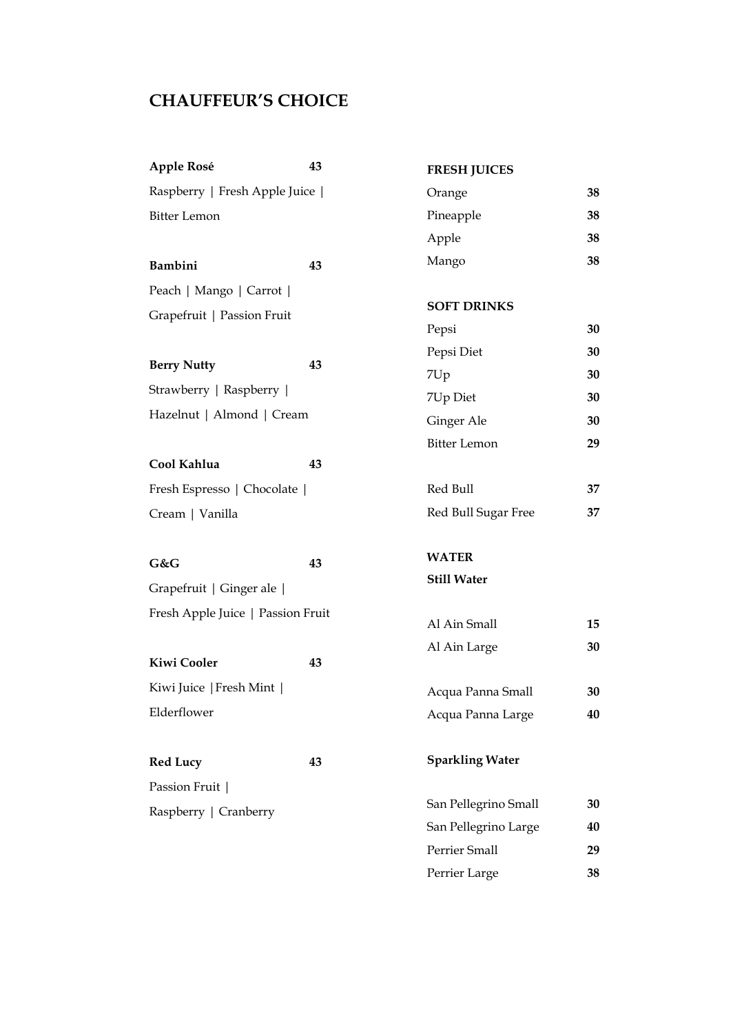# CHAUFFEUR'S CHOICE

**Apple Rosé** **43**
Raspberry | Fresh Apple Juice | Bitter Lemon

**Bambini** **43**
Peach | Mango | Carrot | Grapefruit | Passion Fruit

**Berry Nutty** **43**
Strawberry | Raspberry | Hazelnut | Almond | Cream

**Cool Kahlua** **43**
Fresh Espresso | Chocolate | Cream | Vanilla

**G&G** **43**
Grapefruit | Ginger ale | Fresh Apple Juice | Passion Fruit

**Kiwi Cooler** **43**
Kiwi Juice |Fresh Mint | Elderflower

**Red Lucy** **43**
Passion Fruit | Raspberry | Cranberry

**FRESH JUICES**

| | |
|---|---|
| Orange | **38** |
| Pineapple | **38** |
| Apple | **38** |
| Mango | **38** |

**SOFT DRINKS**

| | |
|---|---|
| Pepsi | **30** |
| Pepsi Diet | **30** |
| 7Up | **30** |
| 7Up Diet | **30** |
| Ginger Ale | **30** |
| Bitter Lemon | **29** |
| Red Bull | **37** |
| Red Bull Sugar Free | **37** |

**WATER**

**Still Water**

| | |
|---|---|
| Al Ain Small | **15** |
| Al Ain Large | **30** |
| Acqua Panna Small | **30** |
| Acqua Panna Large | **40** |

**Sparkling Water**

| | |
|---|---|
| San Pellegrino Small | **30** |
| San Pellegrino Large | **40** |
| Perrier Small | **29** |
| Perrier Large | **38** |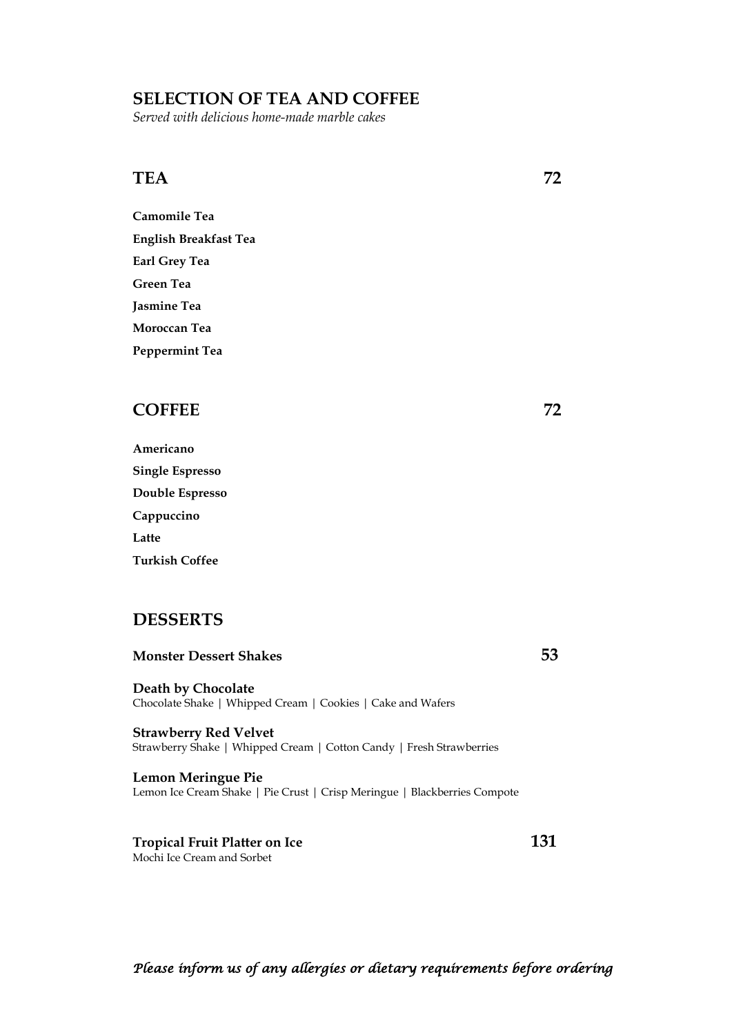## SELECTION OF TEA AND COFFEE

*Served with delicious home-made marble cakes*

### TEA 72

**Camomile Tea**

**English Breakfast Tea**

**Earl Grey Tea**

**Green Tea**

**Jasmine Tea**

**Moroccan Tea**

**Peppermint Tea**

### COFFEE 72

**Americano**

**Single Espresso**

**Double Espresso**

**Cappuccino**

**Latte**

**Turkish Coffee**

### DESSERTS

**Monster Dessert Shakes** **53**

**Death by Chocolate**
Chocolate Shake | Whipped Cream | Cookies | Cake and Wafers

**Strawberry Red Velvet**
Strawberry Shake | Whipped Cream | Cotton Candy | Fresh Strawberries

**Lemon Meringue Pie**
Lemon Ice Cream Shake | Pie Crust | Crisp Meringue | Blackberries Compote

**Tropical Fruit Platter on Ice** **131**
Mochi Ice Cream and Sorbet

*Please inform us of any allergies or dietary requirements before ordering*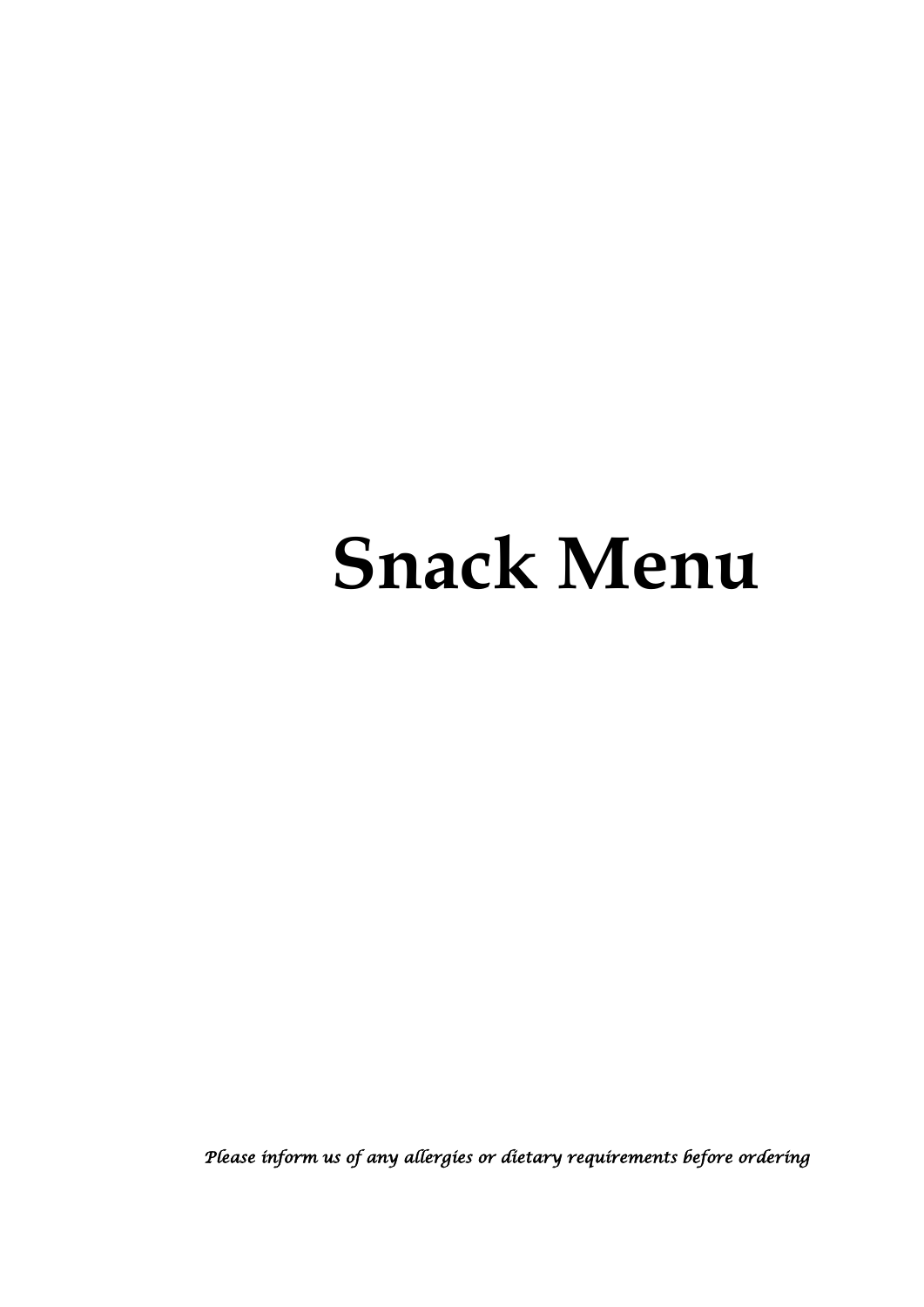# Snack Menu

*Please inform us of any allergies or dietary requirements before ordering*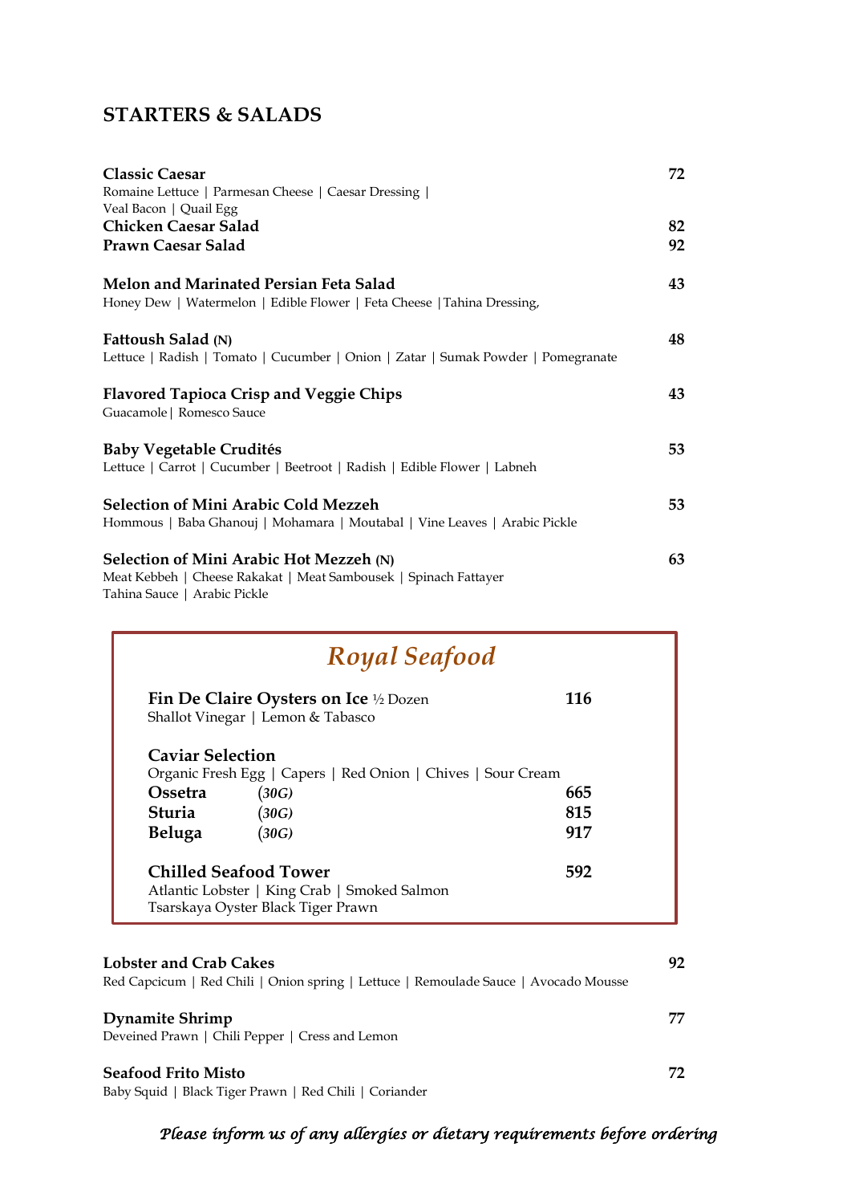## STARTERS & SALADS

**Classic Caesar** **72**
Romaine Lettuce | Parmesan Cheese | Caesar Dressing | Veal Bacon | Quail Egg
**Chicken Caesar Salad** **82**
**Prawn Caesar Salad** **92**

**Melon and Marinated Persian Feta Salad** **43**
Honey Dew | Watermelon | Edible Flower | Feta Cheese |Tahina Dressing,

**Fattoush Salad (N)** **48**
Lettuce | Radish | Tomato | Cucumber | Onion | Zatar | Sumak Powder | Pomegranate

**Flavored Tapioca Crisp and Veggie Chips** **43**
Guacamole| Romesco Sauce

**Baby Vegetable Crudités** **53**
Lettuce | Carrot | Cucumber | Beetroot | Radish | Edible Flower | Labneh

**Selection of Mini Arabic Cold Mezzeh** **53**
Hommous | Baba Ghanouj | Mohamara | Moutabal | Vine Leaves | Arabic Pickle

**Selection of Mini Arabic Hot Mezzeh (N)** **63**
Meat Kebbeh | Cheese Rakakat | Meat Sambousek | Spinach Fattayer
Tahina Sauce | Arabic Pickle

### *Royal Seafood*

**Fin De Claire Oysters on Ice** ½ Dozen **116**
Shallot Vinegar | Lemon & Tabasco

**Caviar Selection**
Organic Fresh Egg | Capers | Red Onion | Chives | Sour Cream

| | | |
|---|---|---|
| **Ossetra** | *(30G)* | **665** |
| **Sturia** | *(30G)* | **815** |
| **Beluga** | *(30G)* | **917** |

**Chilled Seafood Tower** **592**
Atlantic Lobster | King Crab | Smoked Salmon
Tsarskaya Oyster Black Tiger Prawn

**Lobster and Crab Cakes** **92**
Red Capcicum | Red Chili | Onion spring | Lettuce | Remoulade Sauce | Avocado Mousse

**Dynamite Shrimp** **77**
Deveined Prawn | Chili Pepper | Cress and Lemon

**Seafood Frito Misto** **72**
Baby Squid | Black Tiger Prawn | Red Chili | Coriander

*Please inform us of any allergies or dietary requirements before ordering*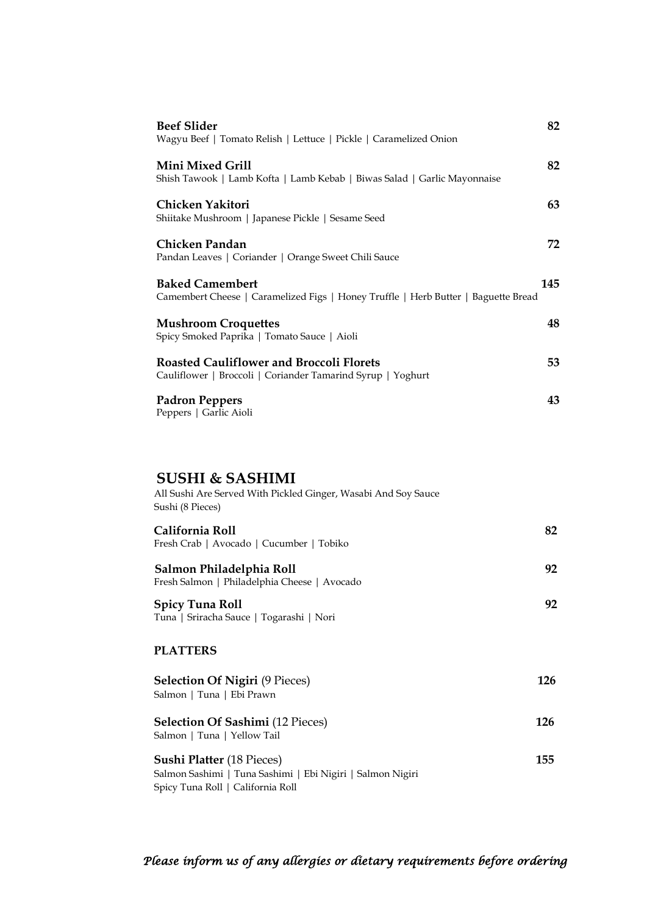**Beef Slider** 82
Wagyu Beef | Tomato Relish | Lettuce | Pickle | Caramelized Onion

**Mini Mixed Grill** 82
Shish Tawook | Lamb Kofta | Lamb Kebab | Biwas Salad | Garlic Mayonnaise

**Chicken Yakitori** 63
Shiitake Mushroom | Japanese Pickle | Sesame Seed

**Chicken Pandan** 72
Pandan Leaves | Coriander | Orange Sweet Chili Sauce

**Baked Camembert** 145
Camembert Cheese | Caramelized Figs | Honey Truffle | Herb Butter | Baguette Bread

**Mushroom Croquettes** 48
Spicy Smoked Paprika | Tomato Sauce | Aioli

**Roasted Cauliflower and Broccoli Florets** 53
Cauliflower | Broccoli | Coriander Tamarind Syrup | Yoghurt

**Padron Peppers** 43
Peppers | Garlic Aioli

## SUSHI & SASHIMI

All Sushi Are Served With Pickled Ginger, Wasabi And Soy Sauce
Sushi (8 Pieces)

**California Roll** 82
Fresh Crab | Avocado | Cucumber | Tobiko

**Salmon Philadelphia Roll** 92
Fresh Salmon | Philadelphia Cheese | Avocado

**Spicy Tuna Roll** 92
Tuna | Sriracha Sauce | Togarashi | Nori

### PLATTERS

**Selection Of Nigiri** (9 Pieces) 126
Salmon | Tuna | Ebi Prawn

**Selection Of Sashimi** (12 Pieces) 126
Salmon | Tuna | Yellow Tail

**Sushi Platter** (18 Pieces) 155
Salmon Sashimi | Tuna Sashimi | Ebi Nigiri | Salmon Nigiri
Spicy Tuna Roll | California Roll

*Please inform us of any allergies or dietary requirements before ordering*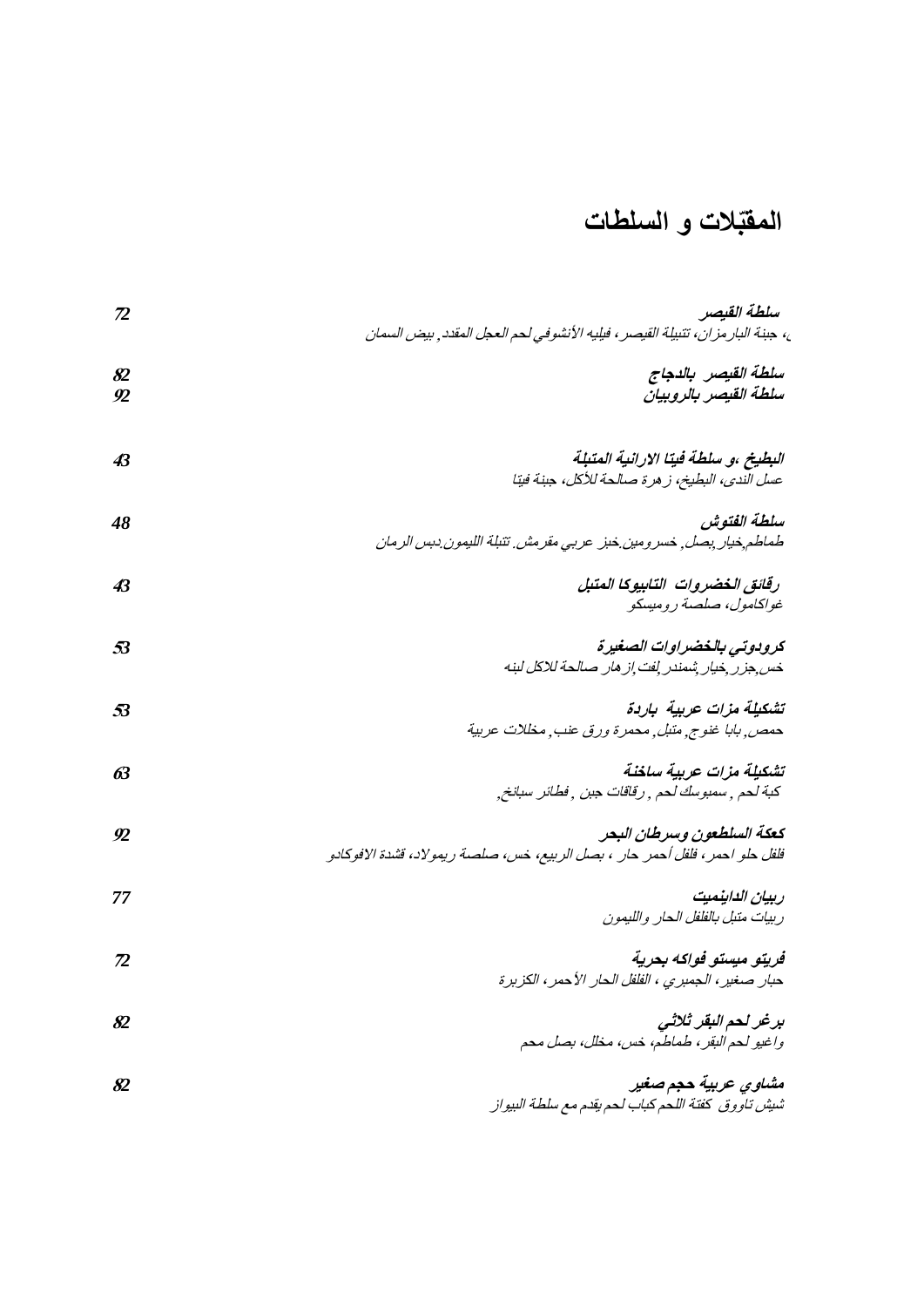# المقبّلات و السلطات

| | |
|---|---|
| ***سلطة القيصر***<br>*، جبنة البارمزان، تتبيلة القيصر، فيليه الأنشوفي لحم العجل المقدد, بيض السمان* | 72 |
| ***سلطة القيصر بالدجاج*** | 82 |
| ***سلطة القيصر بالروبيان*** | 92 |
| ***البطيخ ،و سلطة فيتا الارانية المتبلة***<br>*عسل الندى، البطيخ، زهرة صالحة للأكل، جبنة فيتا* | 43 |
| ***سلطة الفتوش***<br>*طماطم,خيار,بصل, خسرومين.خبز عربي مقرمش. تتبلة الليمون.دبس الرمان* | 48 |
| ***رقائق الخضروات التابيوكا المتبل***<br>*غواكامول، صلصة روميسكو* | 43 |
| ***كرودوتي بالخضراوات الصغيرة***<br>*خس,جزر,خيار,شمندر,لفت,ازهار صالحة للاكل لبنه* | 53 |
| ***تشكيلة مزات عربية باردة***<br>*حمص, بابا غنوج, متبل, محمرة ورق عنب, مخللات عربية* | 53 |
| ***تشكيلة مزات عربية ساخنة***<br>*كبة لحم , سمبوسك لحم , رقاقات جبن , فطائر سبانخ,* | 63 |
| ***كعكة السلطعون وسرطان البحر***<br>*فلفل حلو احمر، فلفل أحمر حار ، بصل الربيع، خس، صلصة ريمولاد، قشدة الافوكادو* | 92 |
| ***ربيان الداينميت***<br>*ربيات متبل بالفلفل الحار والليمون* | 77 |
| ***فريتو ميستو فواكه بحرية***<br>*حبار صغير، الجمبري ، الفلفل الحار الأحمر، الكزبرة* | 72 |
| ***برغر لحم البقر ثلاثي***<br>*واغيو لحم البقر، طماطم، خس، مخلل، بصل محم* | 82 |
| ***مشاوي عربية حجم صغير***<br>*شيش تاووق كفتة اللحم كباب لحم يقدم مع سلطة البيواز* | 82 |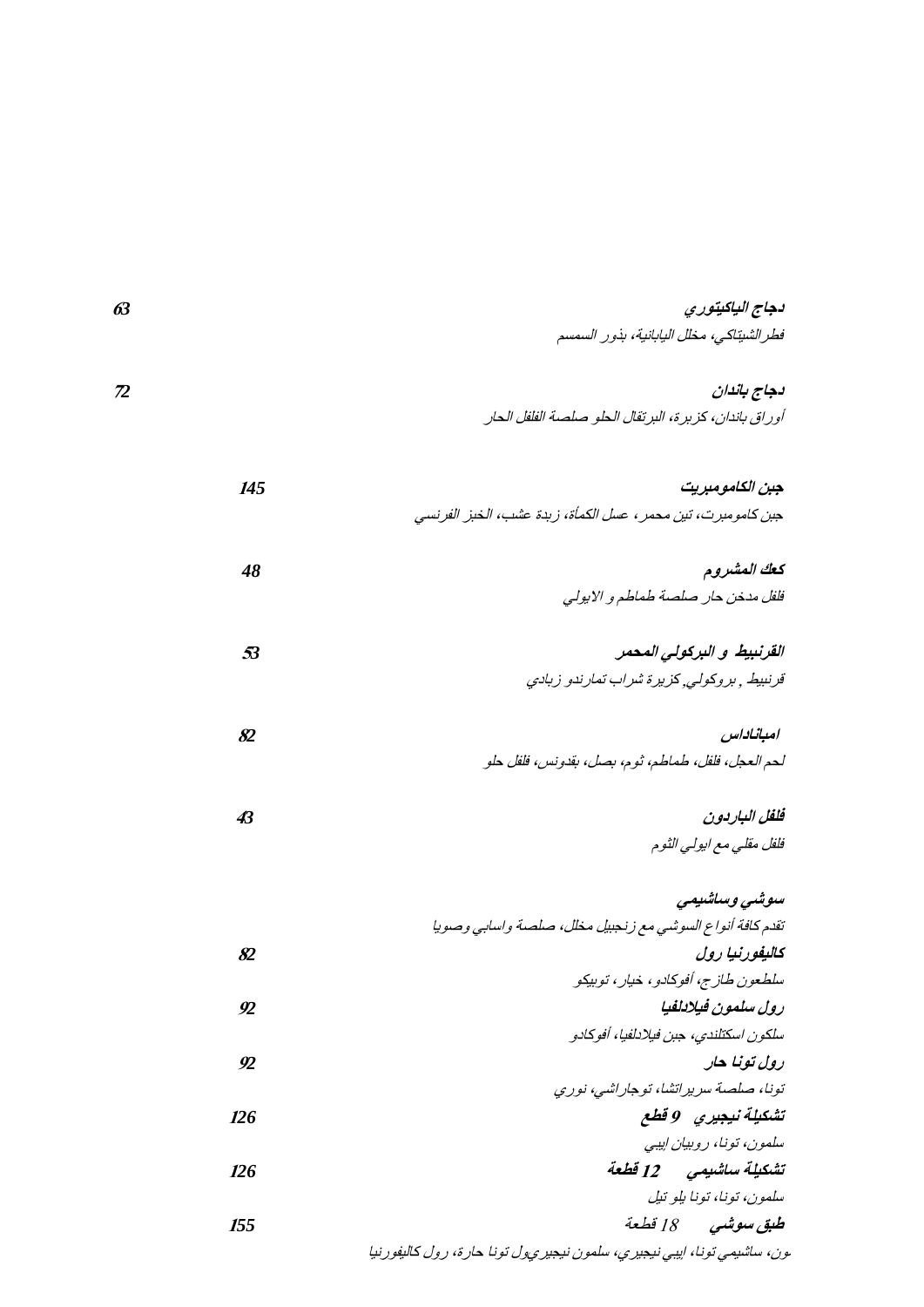**دجاج الياكيتوري** 63

فطر الشيتاكي، مخلل اليابانية، بذور السمسم

**دجاج باندان** 72

أوراق باندان، كزبرة، البرتقال الحلو صلصة الفلفل الحار

**جبن الكاممبريت** 145

جبن كاممبرت، تين محمر، عسل الكمأة، زبدة عشب، الخبز الفرنسي

**كعك المشروم** 48

فلفل مدخن حار صلصة طماطم و الايولي

**القرنبيط و البركولي المحمر** 53

قرنبيط , بروكولي, كزبرة شراب تمارندو زبادي

**امباناداس** 82

لحم العجل، فلفل، طماطم، ثوم، بصل، بقدونس، فلفل حلو

**فلفل الباردون** 43

فلفل مقلي مع ايولي الثوم

**سوشي وساشيمي**

تقدم كافة أنواع السوشي مع زنجبيل مخلل، صلصة واسابي وصويا

**كاليفورنيا رول** 82

سلطعون طازج، أفوكادو، خيار، توبيكو

**رول سلمون فيلادلفيا** 92

سلكون اسكتلندي، جبن فيلادلفيا، أفوكادو

**رول تونا حار** 92

تونا، صلصة سريراتشا، توجاراشي، نوري

**تشكيلة نيجيري 9 قطع** 126

سلمون، تونا، روبيان ايبي

**تشكيلة ساشيمي 12 قطعة** 126

سلمون، تونا، تونا بلو تيل

**طبق سوشي 18 قطعة** 155

ـون، ساشيمي تونا، ايبي نيجيري، سلمون نيجيريول تونا حارة، رول كاليفورنيا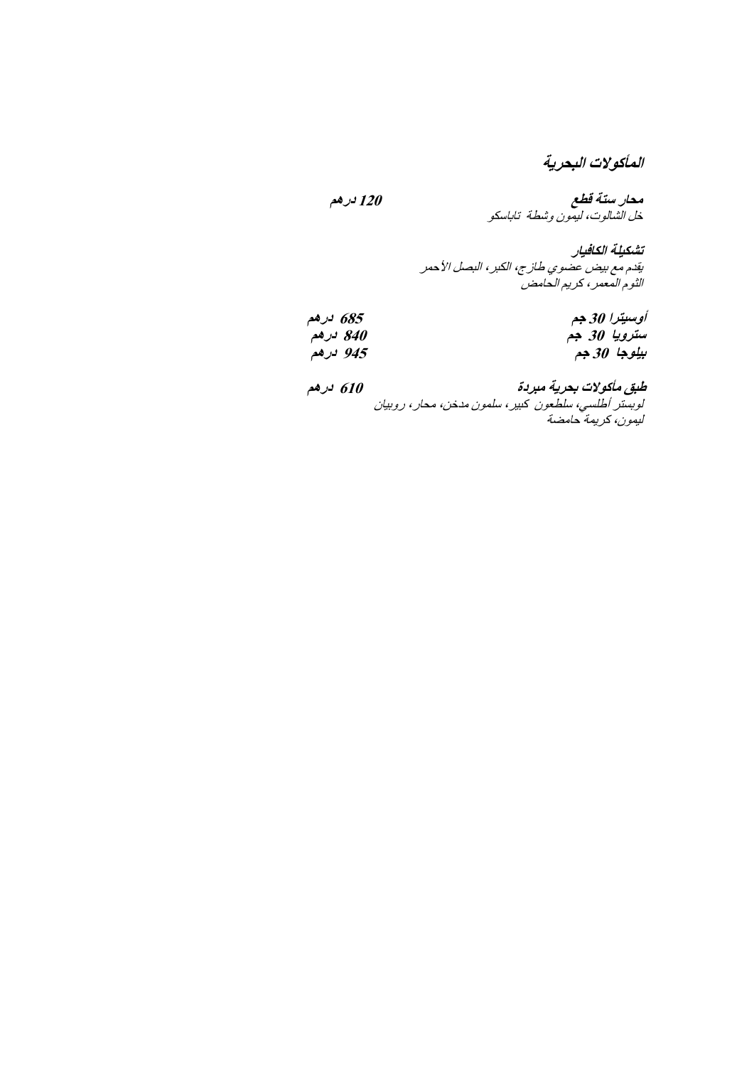## المأكولات البحرية

**محار ستة قطع** **120 درهم**
*خل الشالوت، ليمون وشطة تاباسكو*

**تشكيلة الكافيار**
*يقدم مع بيض عضوي طازج، الكبر، البصل الأحمر*
*الثوم المعمر، كريم الحامض*

**أوسيترا 30 جم** **685 درهم**
**ستروبا 30 جم** **840 درهم**
**بيلوجا 30 جم** **945 درهم**

**طبق مأكولات بحرية مبردة** **610 درهم**
*لوبستر أطلسي، سلطعون كبير، سلمون مدخن، محار، روبيان*
*ليمون، كريمة حامضة*